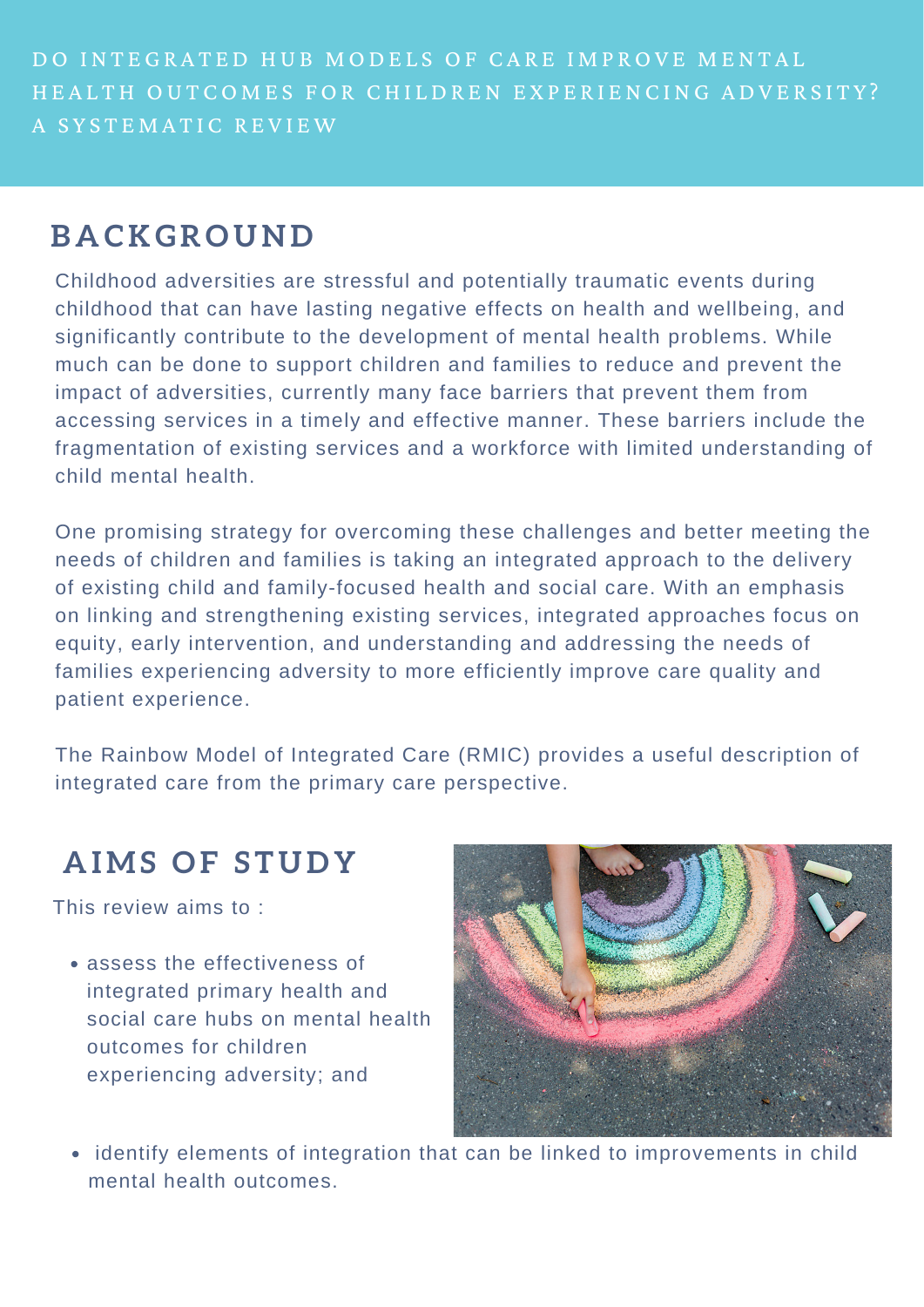# DO INTEGRATED HUB MODELS OF CARE IMPROVE MENTAL HEALTH OUTCOMES FOR CHILDREN EXPERIENCING ADVERSITY? A SYSTEMATIC REVIEW

## BACKGROUND

Childhood adversities are stressful and potentially traumatic events during childhood that can have lasting negative effects on health and wellbeing, and significantly contribute to the development of mental health problems. While much can be done to support children and families to reduce and prevent the impact of adversities, currently many face barriers that prevent them from accessing services in a timely and effective manner. These barriers include the fragmentation of existing services and a workforce with limited understanding of child mental health.

One promising strategy for overcoming these challenges and better meeting the needs of children and families is taking an integrated approach to the delivery of existing child and family-focused health and social care. With an emphasis on linking and strengthening existing services, integrated approaches focus on equity, early intervention, and understanding and addressing the needs of families experiencing adversity to more efficiently improve care quality and patient experience.

The Rainbow Model of Integrated Care (RMIC) provides a useful description of integrated care from the primary care perspective.

## AIMS OF STUDY

This review aims to :

- assess the effectiveness of integrated primary health and social care hubs on mental health outcomes for children experiencing adversity; and
- identify elements of integration that can be linked to improvements in child mental health outcomes.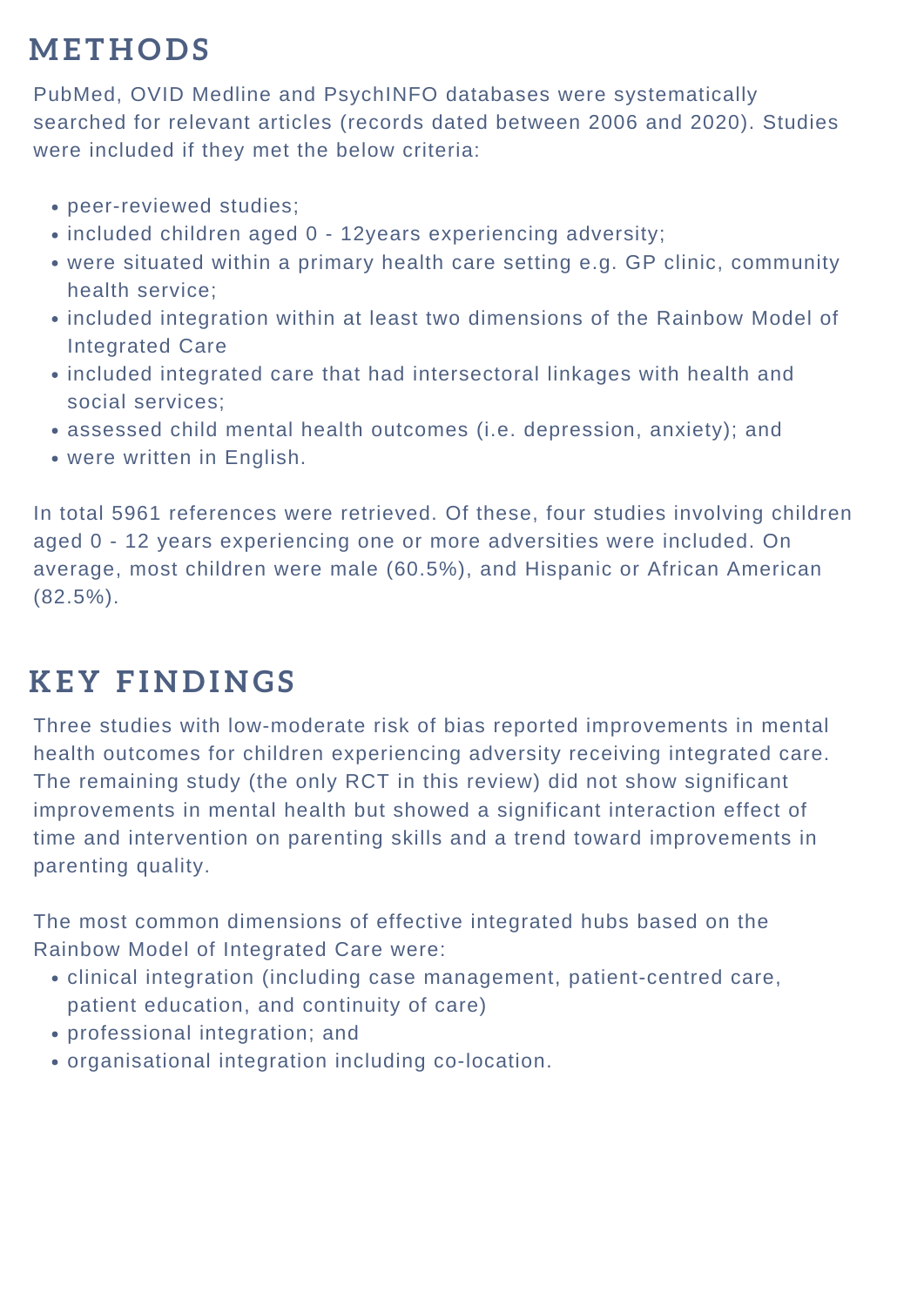## METHODS

PubMed, OVID Medline and PsychINFO databases were systematically searched for relevant articles (records dated between 2006 and 2020). Studies were included if they met the below criteria:

- peer-reviewed studies;
- included children aged 0 - 12years experiencing adversity;
- were situated within a primary health care setting e.g. GP clinic, community health service;
- included integration within at least two dimensions of the Rainbow Model of Integrated Care
- included integrated care that had intersectoral linkages with health and social services;
- assessed child mental health outcomes (i.e. depression, anxiety); and
- were written in English.

In total 5961 references were retrieved. Of these, four studies involving children aged 0 - 12 years experiencing one or more adversities were included. On average, most children were male (60.5%), and Hispanic or African American (82.5%).

## KEY FINDINGS

Three studies with low-moderate risk of bias reported improvements in mental health outcomes for children experiencing adversity receiving integrated care. The remaining study (the only RCT in this review) did not show significant improvements in mental health but showed a significant interaction effect of time and intervention on parenting skills and a trend toward improvements in parenting quality.

The most common dimensions of effective integrated hubs based on the Rainbow Model of Integrated Care were:

- clinical integration (including case management, patient-centred care, patient education, and continuity of care)
- professional integration; and
- organisational integration including co-location.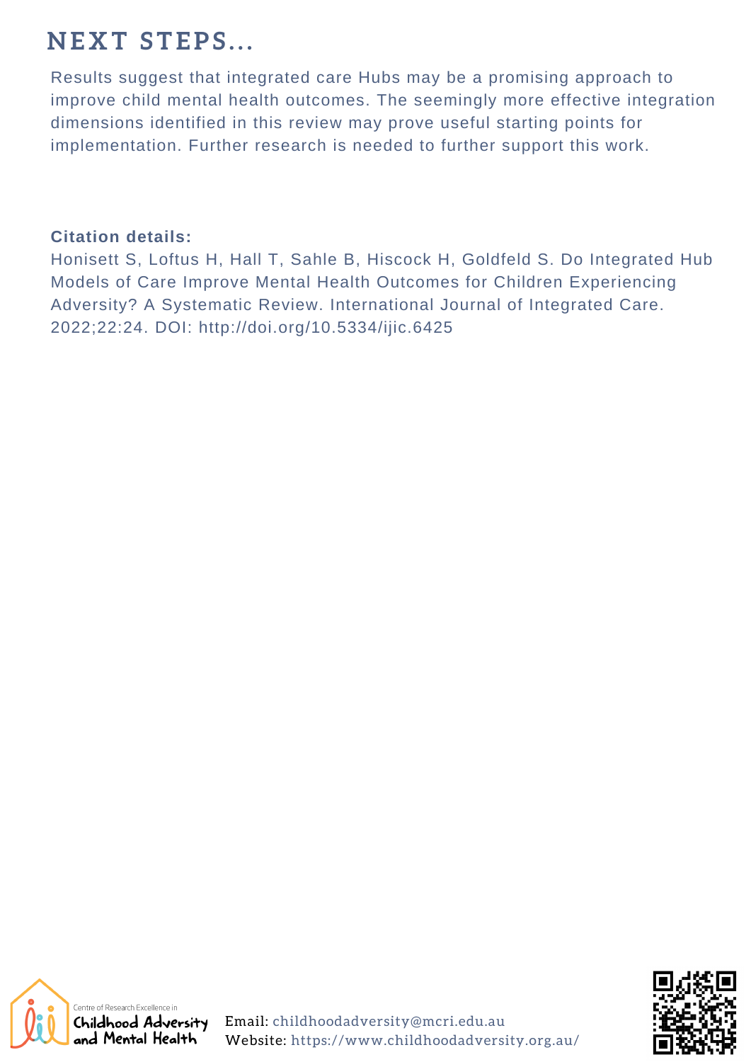# NEXT STEPS...

Results suggest that integrated care Hubs may be a promising approach to improve child mental health outcomes. The seemingly more effective integration dimensions identified in this review may prove useful starting points for implementation. Further research is needed to further support this work.

**Citation details:**

Honisett S, Loftus H, Hall T, Sahle B, Hiscock H, Goldfeld S. Do Integrated Hub Models of Care Improve Mental Health Outcomes for Children Experiencing Adversity? A Systematic Review. International Journal of Integrated Care. 2022;22:24. DOI: http://doi.org/10.5334/ijic.6425

Centre of Research Excellence in Childhood Adversity and Mental Health

Email: childhoodadversity@mcri.edu.au

Website: https://www.childhoodadversity.org.au/